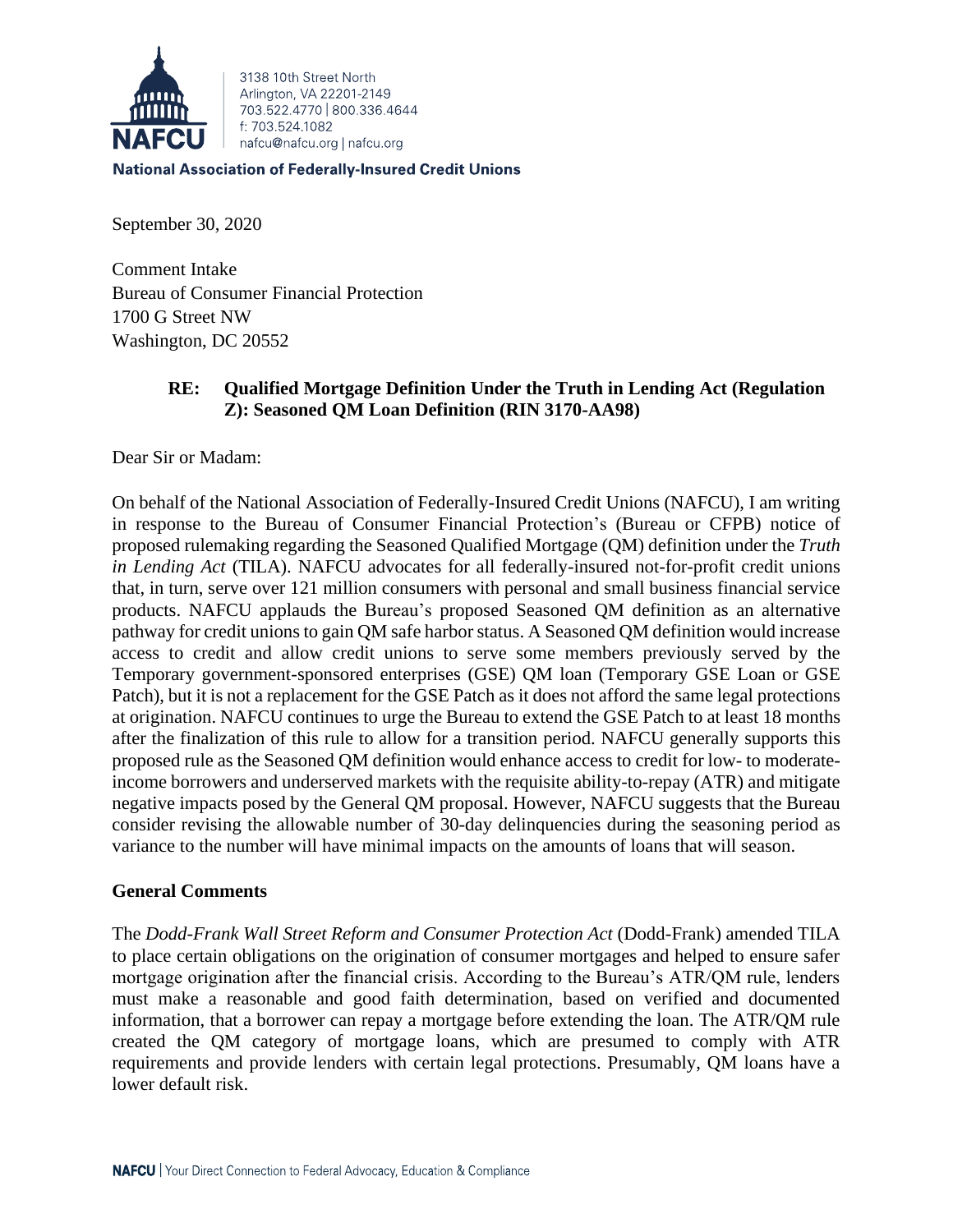3138 10th Street North
Arlington, VA 22201-2149
703.522.4770 | 800.336.4644
f: 703.524.1082
nafcu@nafcu.org | nafcu.org

**National Association of Federally-Insured Credit Unions**

September 30, 2020

Comment Intake
Bureau of Consumer Financial Protection
1700 G Street NW
Washington, DC 20552

**RE: Qualified Mortgage Definition Under the Truth in Lending Act (Regulation Z): Seasoned QM Loan Definition (RIN 3170-AA98)**

Dear Sir or Madam:

On behalf of the National Association of Federally-Insured Credit Unions (NAFCU), I am writing in response to the Bureau of Consumer Financial Protection's (Bureau or CFPB) notice of proposed rulemaking regarding the Seasoned Qualified Mortgage (QM) definition under the *Truth in Lending Act* (TILA). NAFCU advocates for all federally-insured not-for-profit credit unions that, in turn, serve over 121 million consumers with personal and small business financial service products. NAFCU applauds the Bureau's proposed Seasoned QM definition as an alternative pathway for credit unions to gain QM safe harbor status. A Seasoned QM definition would increase access to credit and allow credit unions to serve some members previously served by the Temporary government-sponsored enterprises (GSE) QM loan (Temporary GSE Loan or GSE Patch), but it is not a replacement for the GSE Patch as it does not afford the same legal protections at origination. NAFCU continues to urge the Bureau to extend the GSE Patch to at least 18 months after the finalization of this rule to allow for a transition period. NAFCU generally supports this proposed rule as the Seasoned QM definition would enhance access to credit for low- to moderate-income borrowers and underserved markets with the requisite ability-to-repay (ATR) and mitigate negative impacts posed by the General QM proposal. However, NAFCU suggests that the Bureau consider revising the allowable number of 30-day delinquencies during the seasoning period as variance to the number will have minimal impacts on the amounts of loans that will season.

## General Comments

The *Dodd-Frank Wall Street Reform and Consumer Protection Act* (Dodd-Frank) amended TILA to place certain obligations on the origination of consumer mortgages and helped to ensure safer mortgage origination after the financial crisis. According to the Bureau's ATR/QM rule, lenders must make a reasonable and good faith determination, based on verified and documented information, that a borrower can repay a mortgage before extending the loan. The ATR/QM rule created the QM category of mortgage loans, which are presumed to comply with ATR requirements and provide lenders with certain legal protections. Presumably, QM loans have a lower default risk.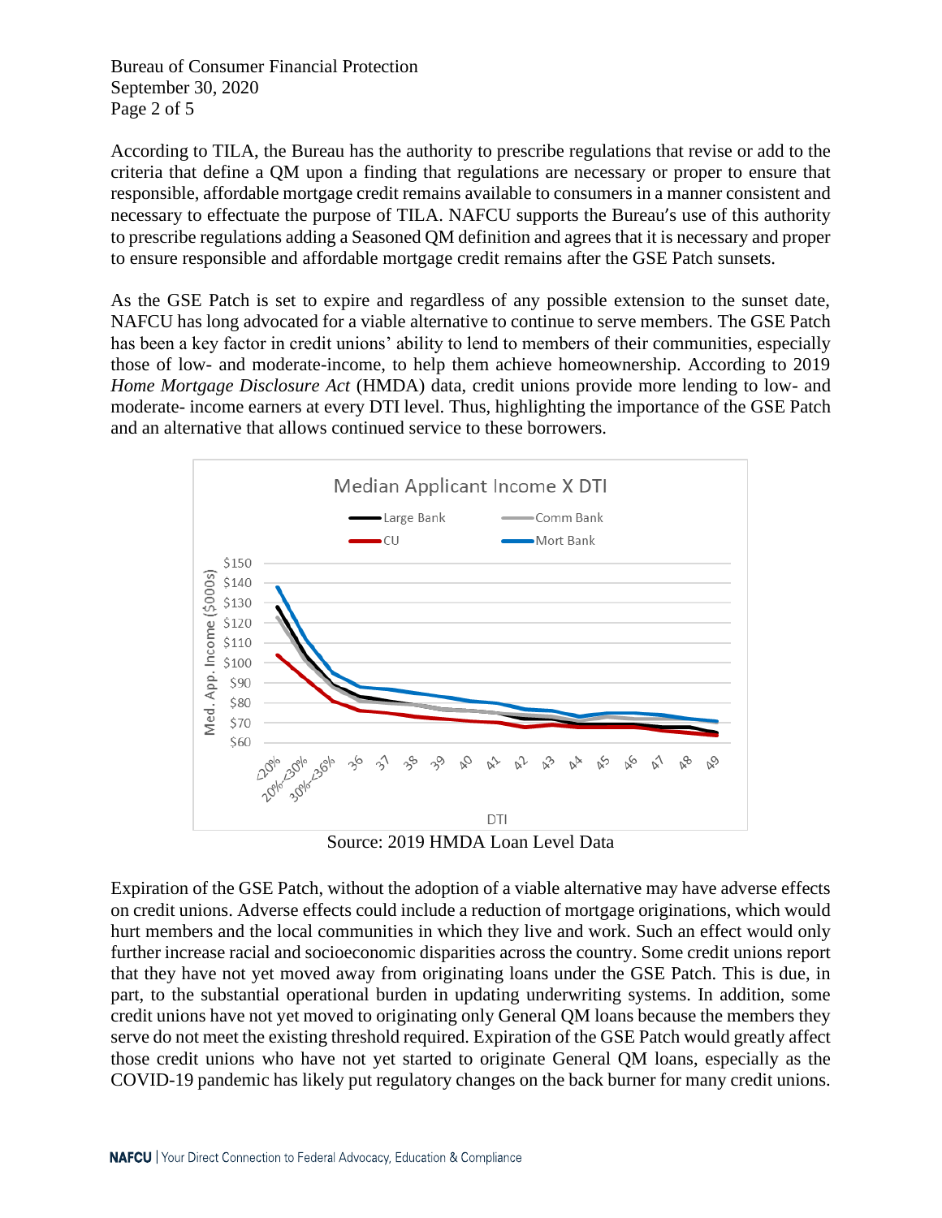According to TILA, the Bureau has the authority to prescribe regulations that revise or add to the criteria that define a QM upon a finding that regulations are necessary or proper to ensure that responsible, affordable mortgage credit remains available to consumers in a manner consistent and necessary to effectuate the purpose of TILA. NAFCU supports the Bureau's use of this authority to prescribe regulations adding a Seasoned QM definition and agrees that it is necessary and proper to ensure responsible and affordable mortgage credit remains after the GSE Patch sunsets.

As the GSE Patch is set to expire and regardless of any possible extension to the sunset date, NAFCU has long advocated for a viable alternative to continue to serve members. The GSE Patch has been a key factor in credit unions' ability to lend to members of their communities, especially those of low- and moderate-income, to help them achieve homeownership. According to 2019 *Home Mortgage Disclosure Act* (HMDA) data, credit unions provide more lending to low- and moderate- income earners at every DTI level. Thus, highlighting the importance of the GSE Patch and an alternative that allows continued service to these borrowers.

Source: 2019 HMDA Loan Level Data

Expiration of the GSE Patch, without the adoption of a viable alternative may have adverse effects on credit unions. Adverse effects could include a reduction of mortgage originations, which would hurt members and the local communities in which they live and work. Such an effect would only further increase racial and socioeconomic disparities across the country. Some credit unions report that they have not yet moved away from originating loans under the GSE Patch. This is due, in part, to the substantial operational burden in updating underwriting systems. In addition, some credit unions have not yet moved to originating only General QM loans because the members they serve do not meet the existing threshold required. Expiration of the GSE Patch would greatly affect those credit unions who have not yet started to originate General QM loans, especially as the COVID-19 pandemic has likely put regulatory changes on the back burner for many credit unions.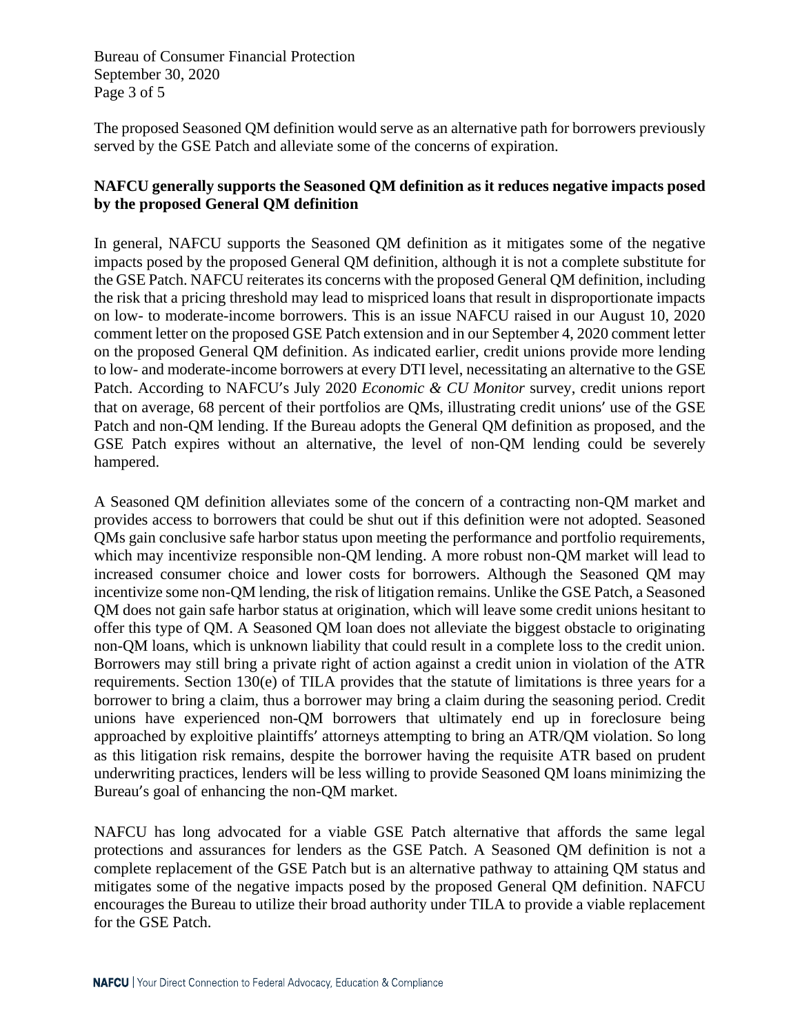The proposed Seasoned QM definition would serve as an alternative path for borrowers previously served by the GSE Patch and alleviate some of the concerns of expiration.

**NAFCU generally supports the Seasoned QM definition as it reduces negative impacts posed by the proposed General QM definition**

In general, NAFCU supports the Seasoned QM definition as it mitigates some of the negative impacts posed by the proposed General QM definition, although it is not a complete substitute for the GSE Patch. NAFCU reiterates its concerns with the proposed General QM definition, including the risk that a pricing threshold may lead to mispriced loans that result in disproportionate impacts on low- to moderate-income borrowers. This is an issue NAFCU raised in our August 10, 2020 comment letter on the proposed GSE Patch extension and in our September 4, 2020 comment letter on the proposed General QM definition. As indicated earlier, credit unions provide more lending to low- and moderate-income borrowers at every DTI level, necessitating an alternative to the GSE Patch. According to NAFCU's July 2020 *Economic & CU Monitor* survey, credit unions report that on average, 68 percent of their portfolios are QMs, illustrating credit unions' use of the GSE Patch and non-QM lending. If the Bureau adopts the General QM definition as proposed, and the GSE Patch expires without an alternative, the level of non-QM lending could be severely hampered.

A Seasoned QM definition alleviates some of the concern of a contracting non-QM market and provides access to borrowers that could be shut out if this definition were not adopted. Seasoned QMs gain conclusive safe harbor status upon meeting the performance and portfolio requirements, which may incentivize responsible non-QM lending. A more robust non-QM market will lead to increased consumer choice and lower costs for borrowers. Although the Seasoned QM may incentivize some non-QM lending, the risk of litigation remains. Unlike the GSE Patch, a Seasoned QM does not gain safe harbor status at origination, which will leave some credit unions hesitant to offer this type of QM. A Seasoned QM loan does not alleviate the biggest obstacle to originating non-QM loans, which is unknown liability that could result in a complete loss to the credit union. Borrowers may still bring a private right of action against a credit union in violation of the ATR requirements. Section 130(e) of TILA provides that the statute of limitations is three years for a borrower to bring a claim, thus a borrower may bring a claim during the seasoning period. Credit unions have experienced non-QM borrowers that ultimately end up in foreclosure being approached by exploitive plaintiffs' attorneys attempting to bring an ATR/QM violation. So long as this litigation risk remains, despite the borrower having the requisite ATR based on prudent underwriting practices, lenders will be less willing to provide Seasoned QM loans minimizing the Bureau's goal of enhancing the non-QM market.

NAFCU has long advocated for a viable GSE Patch alternative that affords the same legal protections and assurances for lenders as the GSE Patch. A Seasoned QM definition is not a complete replacement of the GSE Patch but is an alternative pathway to attaining QM status and mitigates some of the negative impacts posed by the proposed General QM definition. NAFCU encourages the Bureau to utilize their broad authority under TILA to provide a viable replacement for the GSE Patch.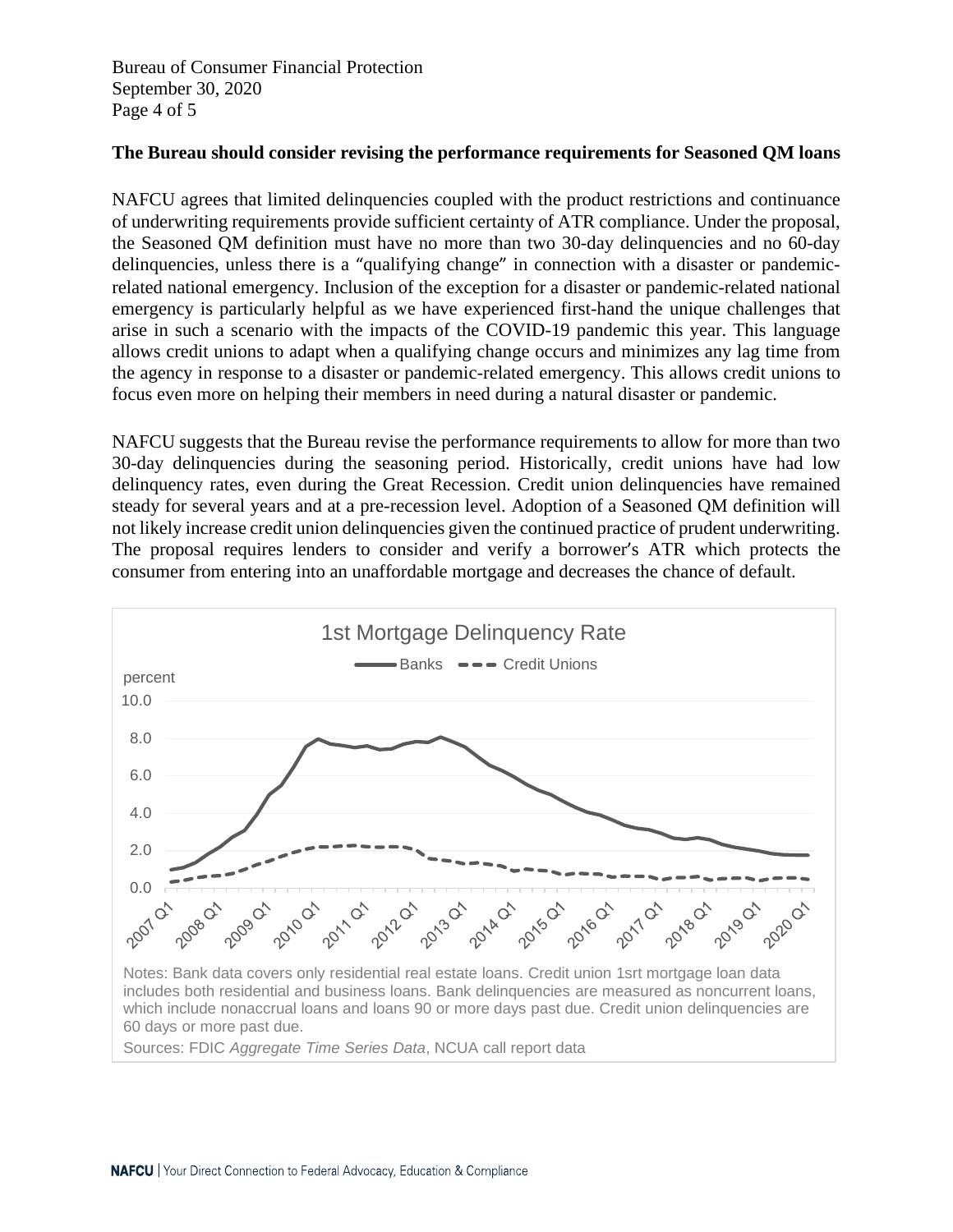**The Bureau should consider revising the performance requirements for Seasoned QM loans**

NAFCU agrees that limited delinquencies coupled with the product restrictions and continuance of underwriting requirements provide sufficient certainty of ATR compliance. Under the proposal, the Seasoned QM definition must have no more than two 30-day delinquencies and no 60-day delinquencies, unless there is a "qualifying change" in connection with a disaster or pandemic-related national emergency. Inclusion of the exception for a disaster or pandemic-related national emergency is particularly helpful as we have experienced first-hand the unique challenges that arise in such a scenario with the impacts of the COVID-19 pandemic this year. This language allows credit unions to adapt when a qualifying change occurs and minimizes any lag time from the agency in response to a disaster or pandemic-related emergency. This allows credit unions to focus even more on helping their members in need during a natural disaster or pandemic.

NAFCU suggests that the Bureau revise the performance requirements to allow for more than two 30-day delinquencies during the seasoning period. Historically, credit unions have had low delinquency rates, even during the Great Recession. Credit union delinquencies have remained steady for several years and at a pre-recession level. Adoption of a Seasoned QM definition will not likely increase credit union delinquencies given the continued practice of prudent underwriting. The proposal requires lenders to consider and verify a borrower's ATR which protects the consumer from entering into an unaffordable mortgage and decreases the chance of default.

1st Mortgage Delinquency Rate

Notes: Bank data covers only residential real estate loans. Credit union 1srt mortgage loan data includes both residential and business loans. Bank delinquencies are measured as noncurrent loans, which include nonaccrual loans and loans 90 or more days past due. Credit union delinquencies are 60 days or more past due.

Sources: FDIC *Aggregate Time Series Data*, NCUA call report data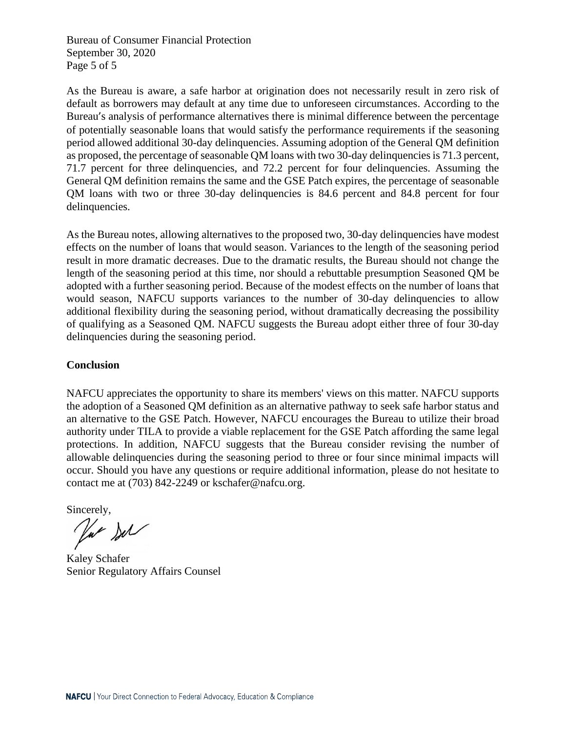As the Bureau is aware, a safe harbor at origination does not necessarily result in zero risk of default as borrowers may default at any time due to unforeseen circumstances. According to the Bureau's analysis of performance alternatives there is minimal difference between the percentage of potentially seasonable loans that would satisfy the performance requirements if the seasoning period allowed additional 30-day delinquencies. Assuming adoption of the General QM definition as proposed, the percentage of seasonable QM loans with two 30-day delinquencies is 71.3 percent, 71.7 percent for three delinquencies, and 72.2 percent for four delinquencies. Assuming the General QM definition remains the same and the GSE Patch expires, the percentage of seasonable QM loans with two or three 30-day delinquencies is 84.6 percent and 84.8 percent for four delinquencies.

As the Bureau notes, allowing alternatives to the proposed two, 30-day delinquencies have modest effects on the number of loans that would season. Variances to the length of the seasoning period result in more dramatic decreases. Due to the dramatic results, the Bureau should not change the length of the seasoning period at this time, nor should a rebuttable presumption Seasoned QM be adopted with a further seasoning period. Because of the modest effects on the number of loans that would season, NAFCU supports variances to the number of 30-day delinquencies to allow additional flexibility during the seasoning period, without dramatically decreasing the possibility of qualifying as a Seasoned QM. NAFCU suggests the Bureau adopt either three of four 30-day delinquencies during the seasoning period.

**Conclusion**

NAFCU appreciates the opportunity to share its members' views on this matter. NAFCU supports the adoption of a Seasoned QM definition as an alternative pathway to seek safe harbor status and an alternative to the GSE Patch. However, NAFCU encourages the Bureau to utilize their broad authority under TILA to provide a viable replacement for the GSE Patch affording the same legal protections. In addition, NAFCU suggests that the Bureau consider revising the number of allowable delinquencies during the seasoning period to three or four since minimal impacts will occur. Should you have any questions or require additional information, please do not hesitate to contact me at (703) 842-2249 or kschafer@nafcu.org.

Sincerely,

Kaley Schafer
Senior Regulatory Affairs Counsel